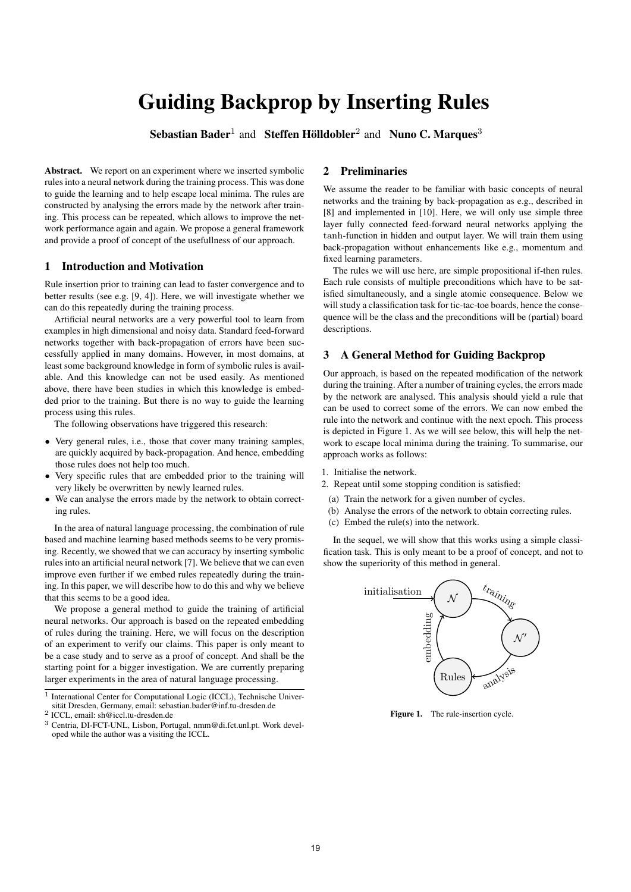# Guiding Backprop by Inserting Rules

**Sebastian Bader**[1] and **Steffen Hölldobler**[2] and **Nuno C. Marques**[3]

**Abstract.** We report on an experiment where we inserted symbolic rules into a neural network during the training process. This was done to guide the learning and to help escape local minima. The rules are constructed by analysing the errors made by the network after training. This process can be repeated, which allows to improve the network performance again and again. We propose a general framework and provide a proof of concept of the usefullness of our approach.

## 1 Introduction and Motivation

Rule insertion prior to training can lead to faster convergence and to better results (see e.g. [9, 4]). Here, we will investigate whether we can do this repeatedly during the training process.

Artificial neural networks are a very powerful tool to learn from examples in high dimensional and noisy data. Standard feed-forward networks together with back-propagation of errors have been successfully applied in many domains. However, in most domains, at least some background knowledge in form of symbolic rules is available. And this knowledge can not be used easily. As mentioned above, there have been studies in which this knowledge is embedded prior to the training. But there is no way to guide the learning process using this rules.

The following observations have triggered this research:

- Very general rules, i.e., those that cover many training samples, are quickly acquired by back-propagation. And hence, embedding those rules does not help too much.
- Very specific rules that are embedded prior to the training will very likely be overwritten by newly learned rules.
- We can analyse the errors made by the network to obtain correcting rules.

In the area of natural language processing, the combination of rule based and machine learning based methods seems to be very promising. Recently, we showed that we can accuracy by inserting symbolic rules into an artificial neural network [7]. We believe that we can even improve even further if we embed rules repeatedly during the training. In this paper, we will describe how to do this and why we believe that this seems to be a good idea.

We propose a general method to guide the training of artificial neural networks. Our approach is based on the repeated embedding of rules during the training. Here, we will focus on the description of an experiment to verify our claims. This paper is only meant to be a case study and to serve as a proof of concept. And shall be the starting point for a bigger investigation. We are currently preparing larger experiments in the area of natural language processing.

[1] International Center for Computational Logic (ICCL), Technische Universität Dresden, Germany, email: sebastian.bader@inf.tu-dresden.de

[2] ICCL, email: sh@iccl.tu-dresden.de

[3] Centria, DI-FCT-UNL, Lisbon, Portugal, nmm@di.fct.unl.pt. Work developed while the author was a visiting the ICCL.

## 2 Preliminaries

We assume the reader to be familiar with basic concepts of neural networks and the training by back-propagation as e.g., described in [8] and implemented in [10]. Here, we will only use simple three layer fully connected feed-forward neural networks applying the tanh-function in hidden and output layer. We will train them using back-propagation without enhancements like e.g., momentum and fixed learning parameters.

The rules we will use here, are simple propositional if-then rules. Each rule consists of multiple preconditions which have to be satisfied simultaneously, and a single atomic consequence. Below we will study a classification task for tic-tac-toe boards, hence the consequence will be the class and the preconditions will be (partial) board descriptions.

## 3 A General Method for Guiding Backprop

Our approach, is based on the repeated modification of the network during the training. After a number of training cycles, the errors made by the network are analysed. This analysis should yield a rule that can be used to correct some of the errors. We can now embed the rule into the network and continue with the next epoch. This process is depicted in Figure 1. As we will see below, this will help the network to escape local minima during the training. To summarise, our approach works as follows:

1. Initialise the network.
2. Repeat until some stopping condition is satisfied:
   (a) Train the network for a given number of cycles.
   (b) Analyse the errors of the network to obtain correcting rules.
   (c) Embed the rule(s) into the network.

In the sequel, we will show that this works using a simple classification task. This is only meant to be a proof of concept, and not to show the superiority of this method in general.

**Figure 1.** The rule-insertion cycle.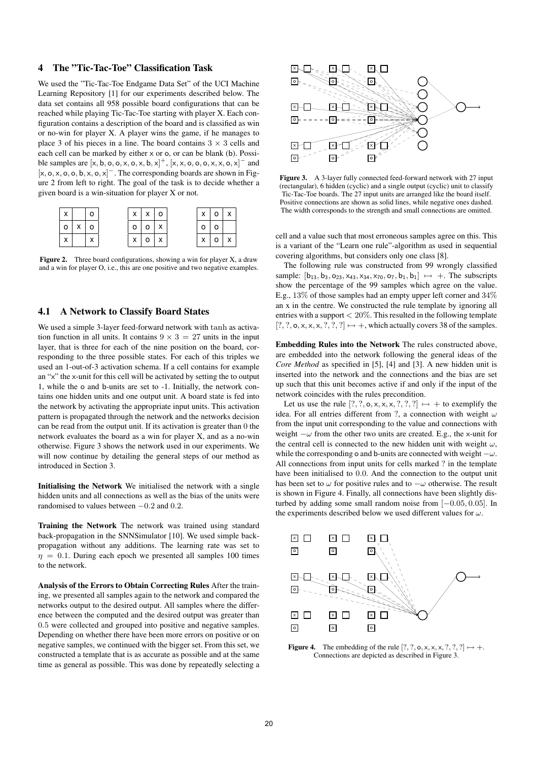## 4 The "Tic-Tac-Toe" Classification Task

We used the "Tic-Tac-Toe Endgame Data Set" of the UCI Machine Learning Repository [1] for our experiments described below. The data set contains all 958 possible board configurations that can be reached while playing Tic-Tac-Toe starting with player X. Each configuration contains a description of the board and is classified as win or no-win for player X. A player wins the game, if he manages to place 3 of his pieces in a line. The board contains $3 \times 3$ cells and each cell can be marked by either x or o, or can be blank (b). Possible samples are $[\mathsf{x}, \mathsf{b}, \mathsf{o}, \mathsf{o}, \mathsf{x}, \mathsf{o}, \mathsf{x}, \mathsf{b}, \mathsf{x}]^+$, $[\mathsf{x}, \mathsf{x}, \mathsf{o}, \mathsf{o}, \mathsf{o}, \mathsf{x}, \mathsf{x}, \mathsf{o}, \mathsf{x}]^-$ and $[\mathsf{x}, \mathsf{o}, \mathsf{x}, \mathsf{o}, \mathsf{o}, \mathsf{b}, \mathsf{x}, \mathsf{o}, \mathsf{x}]^-$. The corresponding boards are shown in Figure 2 from left to right. The goal of the task is to decide whether a given board is a win-situation for player X or not.

| x |   | o |
|---|---|---|
| o | x | o |
| x |   | x |

| x | x | o |
|---|---|---|
| o | o | x |
| x | o | x |

| x | o | x |
|---|---|---|
| o | o |   |
| x | o | x |

**Figure 2.** Three board configurations, showing a win for player X, a draw and a win for player O, i.e., this are one positive and two negative examples.

### 4.1 A Network to Classify Board States

We used a simple 3-layer feed-forward network with tanh as activation function in all units. It contains $9 \times 3 = 27$ units in the input layer, that is three for each of the nine position on the board, corresponding to the three possible states. For each of this triples we used an 1-out-of-3 activation schema. If a cell contains for example an "x" the x-unit for this cell will be activated by setting the to output 1, while the o and b-units are set to -1. Initially, the network contains one hidden units and one output unit. A board state is fed into the network by activating the appropriate input units. This activation pattern is propagated through the network and the networks decision can be read from the output unit. If its activation is greater than 0 the network evaluates the board as a win for player X, and as a no-win otherwise. Figure 3 shows the network used in our experiments. We will now continue by detailing the general steps of our method as introduced in Section 3.

**Initialising the Network** We initialised the network with a single hidden units and all connections as well as the bias of the units were randomised to values between $-0.2$ and $0.2$.

**Training the Network** The network was trained using standard back-propagation in the SNNSimulator [10]. We used simple back-propagation without any additions. The learning rate was set to $\eta = 0.1$. During each epoch we presented all samples 100 times to the network.

**Analysis of the Errors to Obtain Correcting Rules** After the training, we presented all samples again to the network and compared the networks output to the desired output. All samples where the difference between the computed and the desired output was greater than $0.5$ were collected and grouped into positive and negative samples. Depending on whether there have been more errors on positive or on negative samples, we continued with the bigger set. From this set, we constructed a template that is as accurate as possible and at the same time as general as possible. This was done by repeatedly selecting a cell and a value such that most erroneous samples agree on this. This is a variant of the "Learn one rule"-algorithm as used in sequential covering algorithms, but considers only one class [8].

**Figure 3.** A 3-layer fully connected feed-forward network with 27 input (rectangular), 6 hidden (cyclic) and a single output (cyclic) unit to classify Tic-Tac-Toe boards. The 27 input units are arranged like the board itself. Positive connections are shown as solid lines, while negative ones dashed. The width corresponds to the strength and small connections are omitted.

The following rule was constructed from 99 wrongly classified sample: $[\mathsf{b}_{13}, \mathsf{b}_3, \mathsf{o}_{23}, \mathsf{x}_{43}, \mathsf{x}_{34}, \mathsf{x}_{70}, \mathsf{o}_7, \mathsf{b}_1, \mathsf{b}_1] \mapsto +$. The subscripts show the percentage of the 99 samples which agree on the value. E.g., $13\%$ of those samples had an empty upper left corner and $34\%$ an x in the centre. We constructed the rule template by ignoring all entries with a support $< 20\%$. This resulted in the following template $[?, ?, \mathsf{o}, \mathsf{x}, \mathsf{x}, \mathsf{x}, ?, ?, ?] \mapsto +$, which actually covers 38 of the samples.

**Embedding Rules into the Network** The rules constructed above, are embedded into the network following the general ideas of the *Core Method* as specified in [5], [4] and [3]. A new hidden unit is inserted into the network and the connections and the bias are set up such that this unit becomes active if and only if the input of the network coincides with the rules precondition.

Let us use the rule $[?, ?, \mathsf{o}, \mathsf{x}, \mathsf{x}, \mathsf{x}, ?, ?, ?] \mapsto +$ to exemplify the idea. For all entries different from ?, a connection with weight $\omega$ from the input unit corresponding to the value and connections with weight $-\omega$ from the other two units are created. E.g., the x-unit for the central cell is connected to the new hidden unit with weight $\omega$, while the corresponding o and b-units are connected with weight $-\omega$. All connections from input units for cells marked ? in the template have been initialised to $0.0$. And the connection to the output unit has been set to $\omega$ for positive rules and to $-\omega$ otherwise. The result is shown in Figure 4. Finally, all connections have been slightly disturbed by adding some small random noise from $[-0.05, 0.05]$. In the experiments described below we used different values for $\omega$.

**Figure 4.** The embedding of the rule $[?, ?, \mathsf{o}, \mathsf{x}, \mathsf{x}, \mathsf{x}, ?, ?, ?] \mapsto +$. Connections are depicted as described in Figure 3.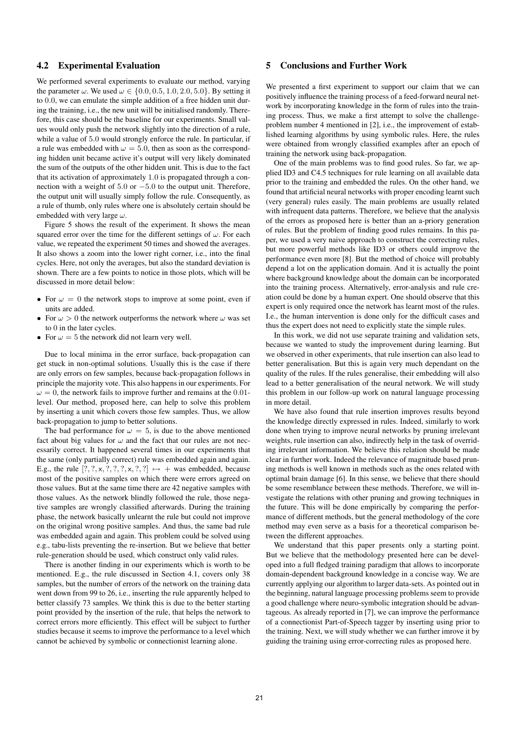### 4.2 Experimental Evaluation

We performed several experiments to evaluate our method, varying the parameter $\omega$. We used $\omega \in \{0.0, 0.5, 1.0, 2.0, 5.0\}$. By setting it to $0.0$, we can emulate the simple addition of a free hidden unit during the training, i.e., the new unit will be initialised randomly. Therefore, this case should be the baseline for our experiments. Small values would only push the network slightly into the direction of a rule, while a value of $5.0$ would strongly enforce the rule. In particular, if a rule was embedded with $\omega = 5.0$, then as soon as the corresponding hidden unit became active it's output will very likely dominated the sum of the outputs of the other hidden unit. This is due to the fact that its activation of approximately $1.0$ is propagated through a connection with a weight of $5.0$ or $-5.0$ to the output unit. Therefore, the output unit will usually simply follow the rule. Consequently, as a rule of thumb, only rules where one is absolutely certain should be embedded with very large $\omega$.

Figure 5 shows the result of the experiment. It shows the mean squared error over the time for the different settings of $\omega$. For each value, we repeated the experiment 50 times and showed the averages. It also shows a zoom into the lower right corner, i.e., into the final cycles. Here, not only the averages, but also the standard deviation is shown. There are a few points to notice in those plots, which will be discussed in more detail below:

- For $\omega = 0$ the network stops to improve at some point, even if units are added.
- For $\omega > 0$ the network outperforms the network where $\omega$ was set to $0$ in the later cycles.
- For $\omega = 5$ the network did not learn very well.

Due to local minima in the error surface, back-propagation can get stuck in non-optimal solutions. Usually this is the case if there are only errors on few samples, because back-propagation follows in principle the majority vote. This also happens in our experiments. For $\omega = 0$, the network fails to improve further and remains at the $0.01$-level. Our method, proposed here, can help to solve this problem by inserting a unit which covers those few samples. Thus, we allow back-propagation to jump to better solutions.

The bad performance for $\omega = 5$, is due to the above mentioned fact about big values for $\omega$ and the fact that our rules are not necessarily correct. It happened several times in our experiments that the same (only partially correct) rule was embedded again and again. E.g., the rule $[?, ?, \mathsf{x}, ?, ?, ?, \mathsf{x}, ?, ?] \mapsto +$ was embedded, because most of the positive samples on which there were errors agreed on those values. But at the same time there are 42 negative samples with those values. As the network blindly followed the rule, those negative samples are wrongly classified afterwards. During the training phase, the network basically unlearnt the rule but could not improve on the original wrong positive samples. And thus, the same bad rule was embedded again and again. This problem could be solved using e.g., tabu-lists preventing the re-insertion. But we believe that better rule-generation should be used, which construct only valid rules.

There is another finding in our experiments which is worth to be mentioned. E.g., the rule discussed in Section 4.1, covers only 38 samples, but the number of errors of the network on the training data went down from 99 to 26, i.e., inserting the rule apparently helped to better classify 73 samples. We think this is due to the better starting point provided by the insertion of the rule, that helps the network to correct errors more efficiently. This effect will be subject to further studies because it seems to improve the performance to a level which cannot be achieved by symbolic or connectionist learning alone.

## 5 Conclusions and Further Work

We presented a first experiment to support our claim that we can positively influence the training process of a feed-forward neural network by incorporating knowledge in the form of rules into the training process. Thus, we make a first attempt to solve the challenge-problem number 4 mentioned in [2], i.e., the improvement of established learning algorithms by using symbolic rules. Here, the rules were obtained from wrongly classified examples after an epoch of training the network using back-propagation.

One of the main problems was to find good rules. So far, we applied ID3 and C4.5 techniques for rule learning on all available data prior to the training and embedded the rules. On the other hand, we found that artificial neural networks with proper encoding learnt such (very general) rules easily. The main problems are usually related with infrequent data patterns. Therefore, we believe that the analysis of the errors as proposed here is better than an a-priory generation of rules. But the problem of finding good rules remains. In this paper, we used a very naive approach to construct the correcting rules, but more powerful methods like ID3 or others could improve the performance even more [8]. But the method of choice will probably depend a lot on the application domain. And it is actually the point where background knowledge about the domain can be incorporated into the training process. Alternatively, error-analysis and rule creation could be done by a human expert. One should observe that this expert is only required once the network has learnt most of the rules. I.e., the human intervention is done only for the difficult cases and thus the expert does not need to explicitly state the simple rules.

In this work, we did not use separate training and validation sets, because we wanted to study the improvement during learning. But we observed in other experiments, that rule insertion can also lead to better generalisation. But this is again very much dependant on the quality of the rules. If the rules generalise, their embedding will also lead to a better generalisation of the neural network. We will study this problem in our follow-up work on natural language processing in more detail.

We have also found that rule insertion improves results beyond the knowledge directly expressed in rules. Indeed, similarly to work done when trying to improve neural networks by pruning irrelevant weights, rule insertion can also, indirectly help in the task of overriding irrelevant information. We believe this relation should be made clear in further work. Indeed the relevance of magnitude based pruning methods is well known in methods such as the ones related with optimal brain damage [6]. In this sense, we believe that there should be some resemblance between these methods. Therefore, we will investigate the relations with other pruning and growing techniques in the future. This will be done empirically by comparing the performance of different methods, but the general methodology of the core method may even serve as a basis for a theoretical comparison between the different approaches.

We understand that this paper presents only a starting point. But we believe that the methodology presented here can be developed into a full fledged training paradigm that allows to incorporate domain-dependent background knowledge in a concise way. We are currently applying our algorithm to larger data-sets. As pointed out in the beginning, natural language processing problems seem to provide a good challenge where neuro-symbolic integration should be advantageous. As already reported in [7], we can improve the performance of a connectionist Part-of-Speech tagger by inserting using prior to the training. Next, we will study whether we can further imrove it by guiding the training using error-correcting rules as proposed here.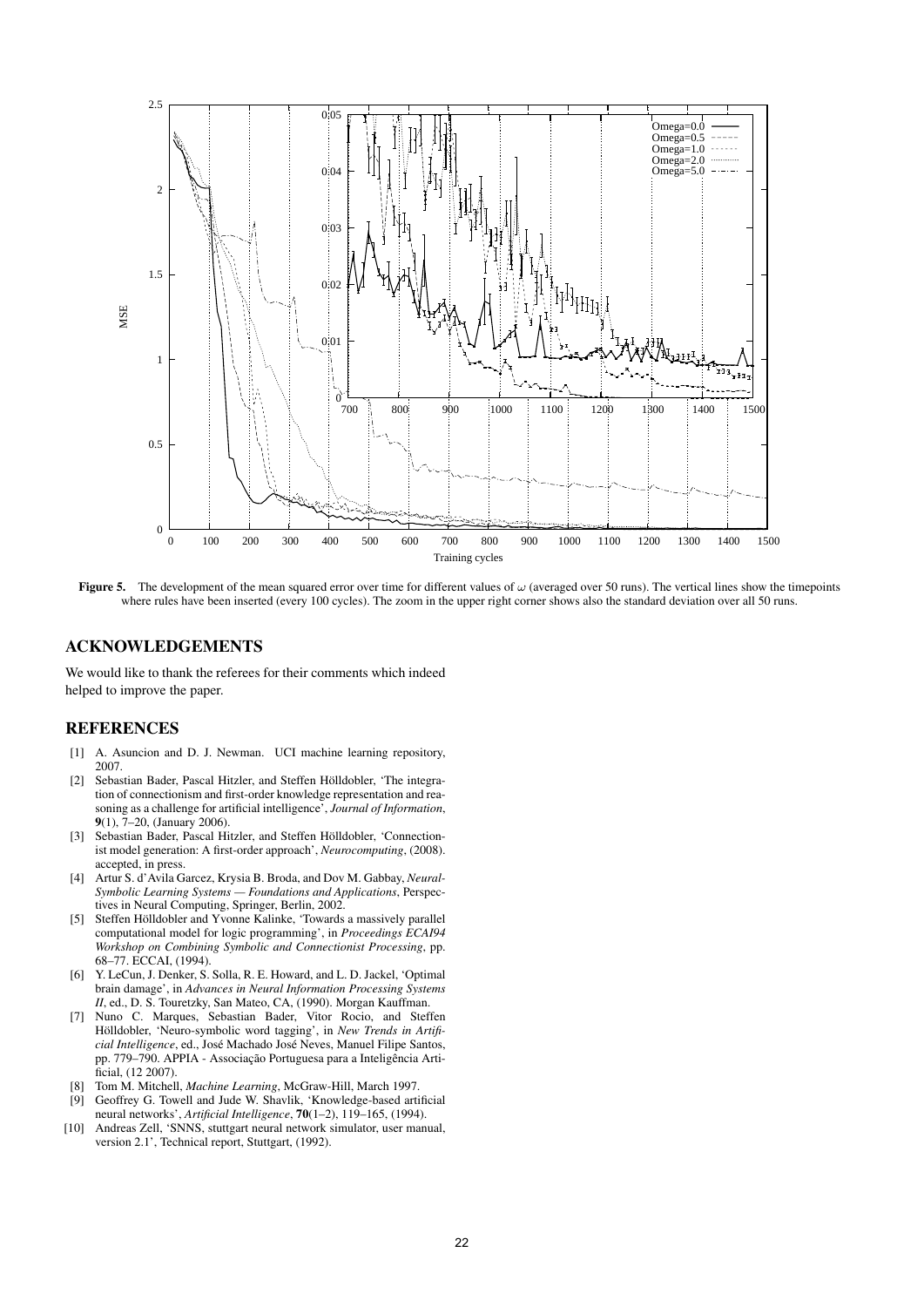2.5

2

1.5

MSE

1

0.5

0

0 100 200 300 400 500 600 700 800 900 1000 1100 1200 1300 1400 1500

Training cycles

0.05

0.04

0.03

0.02

0.01

0

700 800 900 1000 1100 1200 1300 1400 1500

Omega=0.0
Omega=0.5
Omega=1.0
Omega=2.0
Omega=5.0

**Figure 5.** The development of the mean squared error over time for different values of $\omega$ (averaged over 50 runs). The vertical lines show the timepoints where rules have been inserted (every 100 cycles). The zoom in the upper right corner shows also the standard deviation over all 50 runs.

## ACKNOWLEDGEMENTS

We would like to thank the referees for their comments which indeed helped to improve the paper.

## REFERENCES

[1] A. Asuncion and D. J. Newman. UCI machine learning repository, 2007.

[2] Sebastian Bader, Pascal Hitzler, and Steffen Hölldobler, 'The integration of connectionism and first-order knowledge representation and reasoning as a challenge for artificial intelligence', *Journal of Information*, **9**(1), 7–20, (January 2006).

[3] Sebastian Bader, Pascal Hitzler, and Steffen Hölldobler, 'Connectionist model generation: A first-order approach', *Neurocomputing*, (2008). accepted, in press.

[4] Artur S. d'Avila Garcez, Krysia B. Broda, and Dov M. Gabbay, *Neural-Symbolic Learning Systems — Foundations and Applications*, Perspectives in Neural Computing, Springer, Berlin, 2002.

[5] Steffen Hölldobler and Yvonne Kalinke, 'Towards a massively parallel computational model for logic programming', in *Proceedings ECAI94 Workshop on Combining Symbolic and Connectionist Processing*, pp. 68–77. ECCAI, (1994).

[6] Y. LeCun, J. Denker, S. Solla, R. E. Howard, and L. D. Jackel, 'Optimal brain damage', in *Advances in Neural Information Processing Systems II*, ed., D. S. Touretzky, San Mateo, CA, (1990). Morgan Kauffman.

[7] Nuno C. Marques, Sebastian Bader, Vitor Rocio, and Steffen Hölldobler, 'Neuro-symbolic word tagging', in *New Trends in Artificial Intelligence*, ed., José Machado José Neves, Manuel Filipe Santos, pp. 779–790. APPIA - Associação Portuguesa para a Inteligência Artificial, (12 2007).

[8] Tom M. Mitchell, *Machine Learning*, McGraw-Hill, March 1997.

[9] Geoffrey G. Towell and Jude W. Shavlik, 'Knowledge-based artificial neural networks', *Artificial Intelligence*, **70**(1–2), 119–165, (1994).

[10] Andreas Zell, 'SNNS, stuttgart neural network simulator, user manual, version 2.1', Technical report, Stuttgart, (1992).